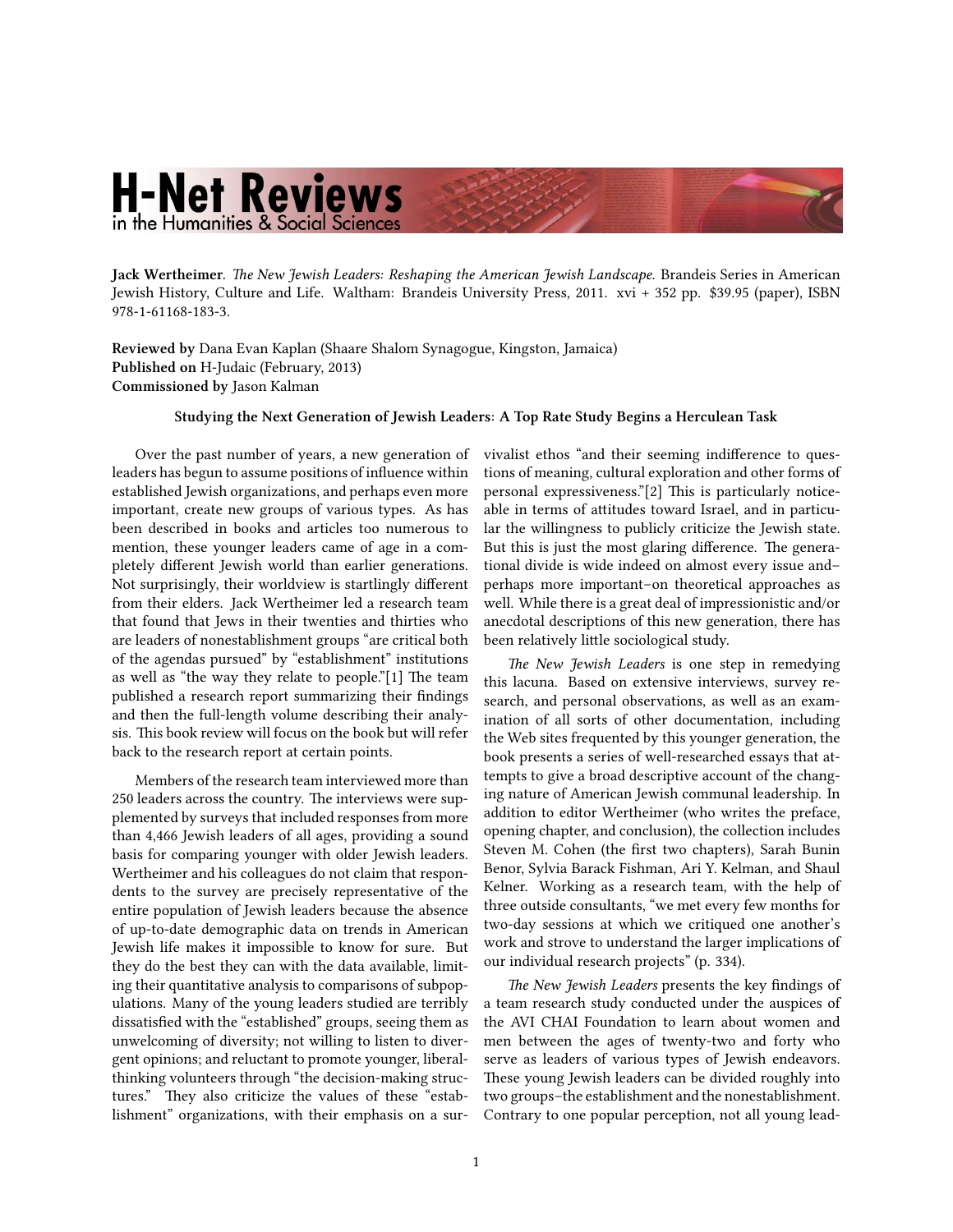# H-Net Reviews
in the Humanities & Social Sciences

**Jack Wertheimer**. *The New Jewish Leaders: Reshaping the American Jewish Landscape.* Brandeis Series in American Jewish History, Culture and Life. Waltham: Brandeis University Press, 2011. xvi + 352 pp. $39.95 (paper), ISBN 978-1-61168-183-3.

**Reviewed by** Dana Evan Kaplan (Shaare Shalom Synagogue, Kingston, Jamaica)
**Published on** H-Judaic (February, 2013)
**Commissioned by** Jason Kalman

**Studying the Next Generation of Jewish Leaders: A Top Rate Study Begins a Herculean Task**

Over the past number of years, a new generation of leaders has begun to assume positions of influence within established Jewish organizations, and perhaps even more important, create new groups of various types. As has been described in books and articles too numerous to mention, these younger leaders came of age in a completely different Jewish world than earlier generations. Not surprisingly, their worldview is startlingly different from their elders. Jack Wertheimer led a research team that found that Jews in their twenties and thirties who are leaders of nonestablishment groups "are critical both of the agendas pursued" by "establishment" institutions as well as "the way they relate to people."[1] The team published a research report summarizing their findings and then the full-length volume describing their analysis. This book review will focus on the book but will refer back to the research report at certain points.

Members of the research team interviewed more than 250 leaders across the country. The interviews were supplemented by surveys that included responses from more than 4,466 Jewish leaders of all ages, providing a sound basis for comparing younger with older Jewish leaders. Wertheimer and his colleagues do not claim that respondents to the survey are precisely representative of the entire population of Jewish leaders because the absence of up-to-date demographic data on trends in American Jewish life makes it impossible to know for sure. But they do the best they can with the data available, limiting their quantitative analysis to comparisons of subpopulations. Many of the young leaders studied are terribly dissatisfied with the "established" groups, seeing them as unwelcoming of diversity; not willing to listen to divergent opinions; and reluctant to promote younger, liberal-thinking volunteers through "the decision-making structures." They also criticize the values of these "establishment" organizations, with their emphasis on a survivalist ethos "and their seeming indifference to questions of meaning, cultural exploration and other forms of personal expressiveness."[2] This is particularly noticeable in terms of attitudes toward Israel, and in particular the willingness to publicly criticize the Jewish state. But this is just the most glaring difference. The generational divide is wide indeed on almost every issue and–perhaps more important–on theoretical approaches as well. While there is a great deal of impressionistic and/or anecdotal descriptions of this new generation, there has been relatively little sociological study.

*The New Jewish Leaders* is one step in remedying this lacuna. Based on extensive interviews, survey research, and personal observations, as well as an examination of all sorts of other documentation, including the Web sites frequented by this younger generation, the book presents a series of well-researched essays that attempts to give a broad descriptive account of the changing nature of American Jewish communal leadership. In addition to editor Wertheimer (who writes the preface, opening chapter, and conclusion), the collection includes Steven M. Cohen (the first two chapters), Sarah Bunin Benor, Sylvia Barack Fishman, Ari Y. Kelman, and Shaul Kelner. Working as a research team, with the help of three outside consultants, "we met every few months for two-day sessions at which we critiqued one another's work and strove to understand the larger implications of our individual research projects" (p. 334).

*The New Jewish Leaders* presents the key findings of a team research study conducted under the auspices of the AVI CHAI Foundation to learn about women and men between the ages of twenty-two and forty who serve as leaders of various types of Jewish endeavors. These young Jewish leaders can be divided roughly into two groups–the establishment and the nonestablishment. Contrary to one popular perception, not all young lead-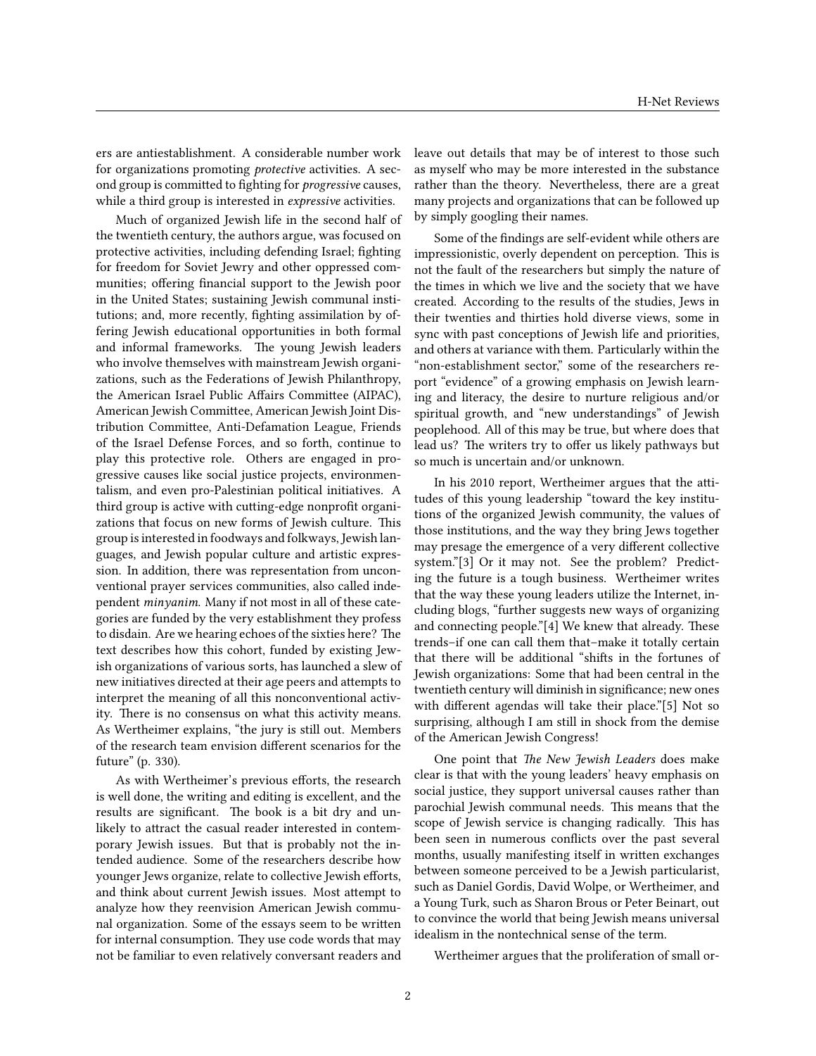ers are antiestablishment. A considerable number work for organizations promoting *protective* activities. A second group is committed to fighting for *progressive* causes, while a third group is interested in *expressive* activities.

Much of organized Jewish life in the second half of the twentieth century, the authors argue, was focused on protective activities, including defending Israel; fighting for freedom for Soviet Jewry and other oppressed communities; offering financial support to the Jewish poor in the United States; sustaining Jewish communal institutions; and, more recently, fighting assimilation by offering Jewish educational opportunities in both formal and informal frameworks. The young Jewish leaders who involve themselves with mainstream Jewish organizations, such as the Federations of Jewish Philanthropy, the American Israel Public Affairs Committee (AIPAC), American Jewish Committee, American Jewish Joint Distribution Committee, Anti-Defamation League, Friends of the Israel Defense Forces, and so forth, continue to play this protective role. Others are engaged in progressive causes like social justice projects, environmentalism, and even pro-Palestinian political initiatives. A third group is active with cutting-edge nonprofit organizations that focus on new forms of Jewish culture. This group is interested in foodways and folkways, Jewish languages, and Jewish popular culture and artistic expression. In addition, there was representation from unconventional prayer services communities, also called independent *minyanim*. Many if not most in all of these categories are funded by the very establishment they profess to disdain. Are we hearing echoes of the sixties here? The text describes how this cohort, funded by existing Jewish organizations of various sorts, has launched a slew of new initiatives directed at their age peers and attempts to interpret the meaning of all this nonconventional activity. There is no consensus on what this activity means. As Wertheimer explains, "the jury is still out. Members of the research team envision different scenarios for the future" (p. 330).

As with Wertheimer's previous efforts, the research is well done, the writing and editing is excellent, and the results are significant. The book is a bit dry and unlikely to attract the casual reader interested in contemporary Jewish issues. But that is probably not the intended audience. Some of the researchers describe how younger Jews organize, relate to collective Jewish efforts, and think about current Jewish issues. Most attempt to analyze how they reenvision American Jewish communal organization. Some of the essays seem to be written for internal consumption. They use code words that may not be familiar to even relatively conversant readers and leave out details that may be of interest to those such as myself who may be more interested in the substance rather than the theory. Nevertheless, there are a great many projects and organizations that can be followed up by simply googling their names.

Some of the findings are self-evident while others are impressionistic, overly dependent on perception. This is not the fault of the researchers but simply the nature of the times in which we live and the society that we have created. According to the results of the studies, Jews in their twenties and thirties hold diverse views, some in sync with past conceptions of Jewish life and priorities, and others at variance with them. Particularly within the "non-establishment sector," some of the researchers report "evidence" of a growing emphasis on Jewish learning and literacy, the desire to nurture religious and/or spiritual growth, and "new understandings" of Jewish peoplehood. All of this may be true, but where does that lead us? The writers try to offer us likely pathways but so much is uncertain and/or unknown.

In his 2010 report, Wertheimer argues that the attitudes of this young leadership "toward the key institutions of the organized Jewish community, the values of those institutions, and the way they bring Jews together may presage the emergence of a very different collective system."[3] Or it may not. See the problem? Predicting the future is a tough business. Wertheimer writes that the way these young leaders utilize the Internet, including blogs, "further suggests new ways of organizing and connecting people."[4] We knew that already. These trends–if one can call them that–make it totally certain that there will be additional "shifts in the fortunes of Jewish organizations: Some that had been central in the twentieth century will diminish in significance; new ones with different agendas will take their place."[5] Not so surprising, although I am still in shock from the demise of the American Jewish Congress!

One point that *The New Jewish Leaders* does make clear is that with the young leaders' heavy emphasis on social justice, they support universal causes rather than parochial Jewish communal needs. This means that the scope of Jewish service is changing radically. This has been seen in numerous conflicts over the past several months, usually manifesting itself in written exchanges between someone perceived to be a Jewish particularist, such as Daniel Gordis, David Wolpe, or Wertheimer, and a Young Turk, such as Sharon Brous or Peter Beinart, out to convince the world that being Jewish means universal idealism in the nontechnical sense of the term.

Wertheimer argues that the proliferation of small or-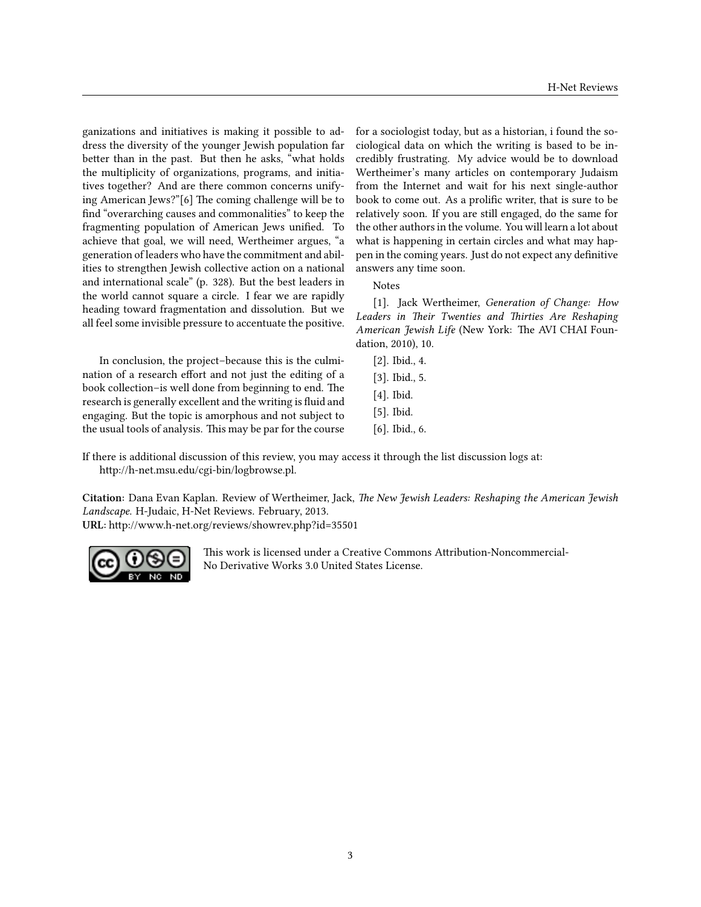ganizations and initiatives is making it possible to address the diversity of the younger Jewish population far better than in the past. But then he asks, "what holds the multiplicity of organizations, programs, and initiatives together? And are there common concerns unifying American Jews?"[6] The coming challenge will be to find "overarching causes and commonalities" to keep the fragmenting population of American Jews unified. To achieve that goal, we will need, Wertheimer argues, "a generation of leaders who have the commitment and abilities to strengthen Jewish collective action on a national and international scale" (p. 328). But the best leaders in the world cannot square a circle. I fear we are rapidly heading toward fragmentation and dissolution. But we all feel some invisible pressure to accentuate the positive.

In conclusion, the project–because this is the culmination of a research effort and not just the editing of a book collection–is well done from beginning to end. The research is generally excellent and the writing is fluid and engaging. But the topic is amorphous and not subject to the usual tools of analysis. This may be par for the course for a sociologist today, but as a historian, i found the sociological data on which the writing is based to be incredibly frustrating. My advice would be to download Wertheimer's many articles on contemporary Judaism from the Internet and wait for his next single-author book to come out. As a prolific writer, that is sure to be relatively soon. If you are still engaged, do the same for the other authors in the volume. You will learn a lot about what is happening in certain circles and what may happen in the coming years. Just do not expect any definitive answers any time soon.

Notes

[1]. Jack Wertheimer, *Generation of Change: How Leaders in Their Twenties and Thirties Are Reshaping American Jewish Life* (New York: The AVI CHAI Foundation, 2010), 10.

[2]. Ibid., 4.

[3]. Ibid., 5.

[4]. Ibid.

[5]. Ibid.

[6]. Ibid., 6.

If there is additional discussion of this review, you may access it through the list discussion logs at: http://h-net.msu.edu/cgi-bin/logbrowse.pl.

**Citation**: Dana Evan Kaplan. Review of Wertheimer, Jack, *The New Jewish Leaders: Reshaping the American Jewish Landscape*. H-Judaic, H-Net Reviews. February, 2013.
**URL:** http://www.h-net.org/reviews/showrev.php?id=35501

This work is licensed under a Creative Commons Attribution-Noncommercial-No Derivative Works 3.0 United States License.